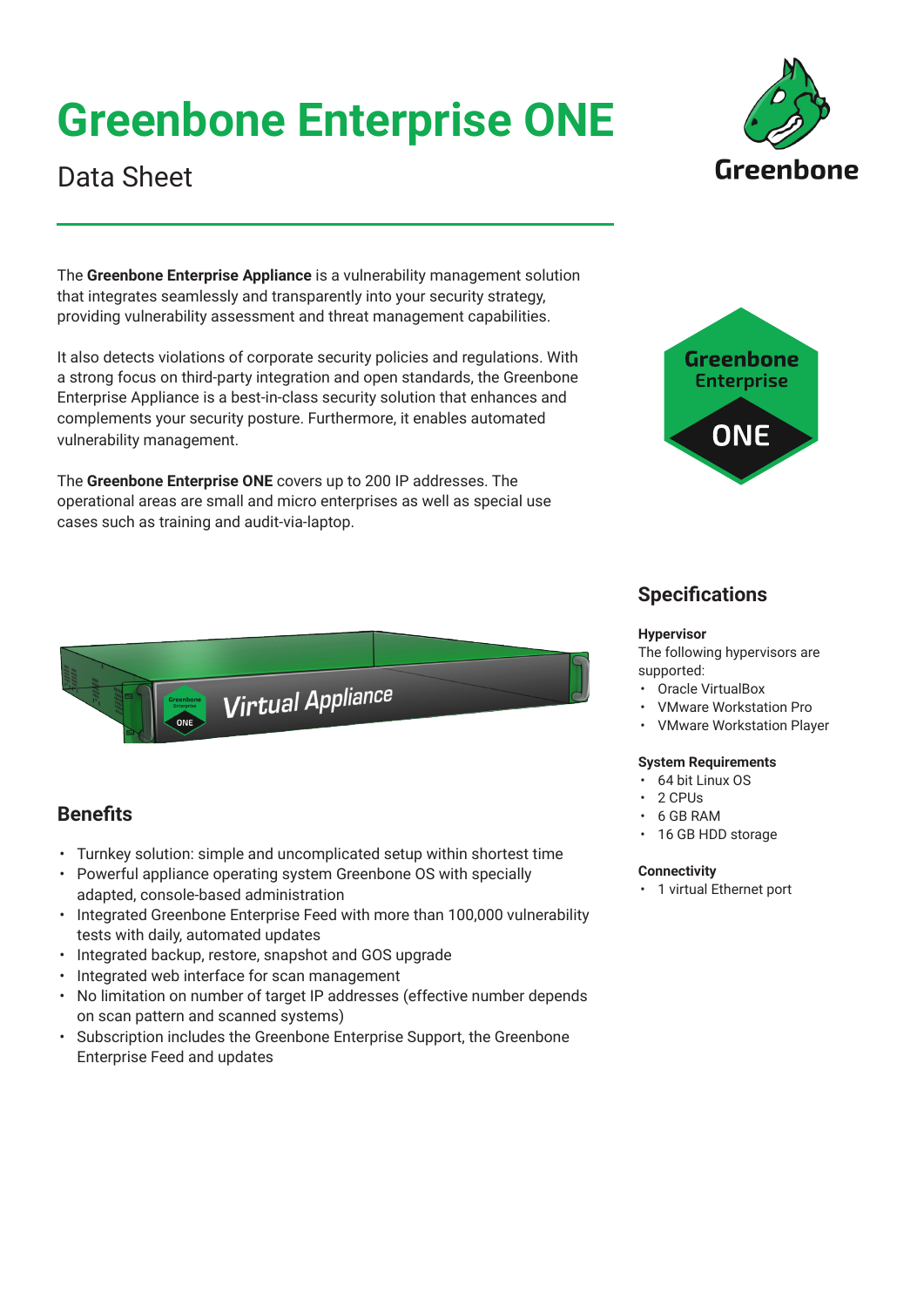# Greenbone Enterprise ONE

Data Sheet

The **Greenbone Enterprise Appliance** is a vulnerability management solution that integrates seamlessly and transparently into your security strategy, providing vulnerability assessment and threat management capabilities.

It also detects violations of corporate security policies and regulations. With a strong focus on third-party integration and open standards, the Greenbone Enterprise Appliance is a best-in-class security solution that enhances and complements your security posture. Furthermore, it enables automated vulnerability management.

The **Greenbone Enterprise ONE** covers up to 200 IP addresses. The operational areas are small and micro enterprises as well as special use cases such as training and audit-via-laptop.

## Benefits

- Turnkey solution: simple and uncomplicated setup within shortest time
- Powerful appliance operating system Greenbone OS with specially adapted, console-based administration
- Integrated Greenbone Enterprise Feed with more than 100,000 vulnerability tests with daily, automated updates
- Integrated backup, restore, snapshot and GOS upgrade
- Integrated web interface for scan management
- No limitation on number of target IP addresses (effective number depends on scan pattern and scanned systems)
- Subscription includes the Greenbone Enterprise Support, the Greenbone Enterprise Feed and updates

## Specifications

**Hypervisor**

The following hypervisors are supported:

- Oracle VirtualBox
- VMware Workstation Pro
- VMware Workstation Player

**System Requirements**

- 64 bit Linux OS
- 2 CPUs
- 6 GB RAM
- 16 GB HDD storage

**Connectivity**

- 1 virtual Ethernet port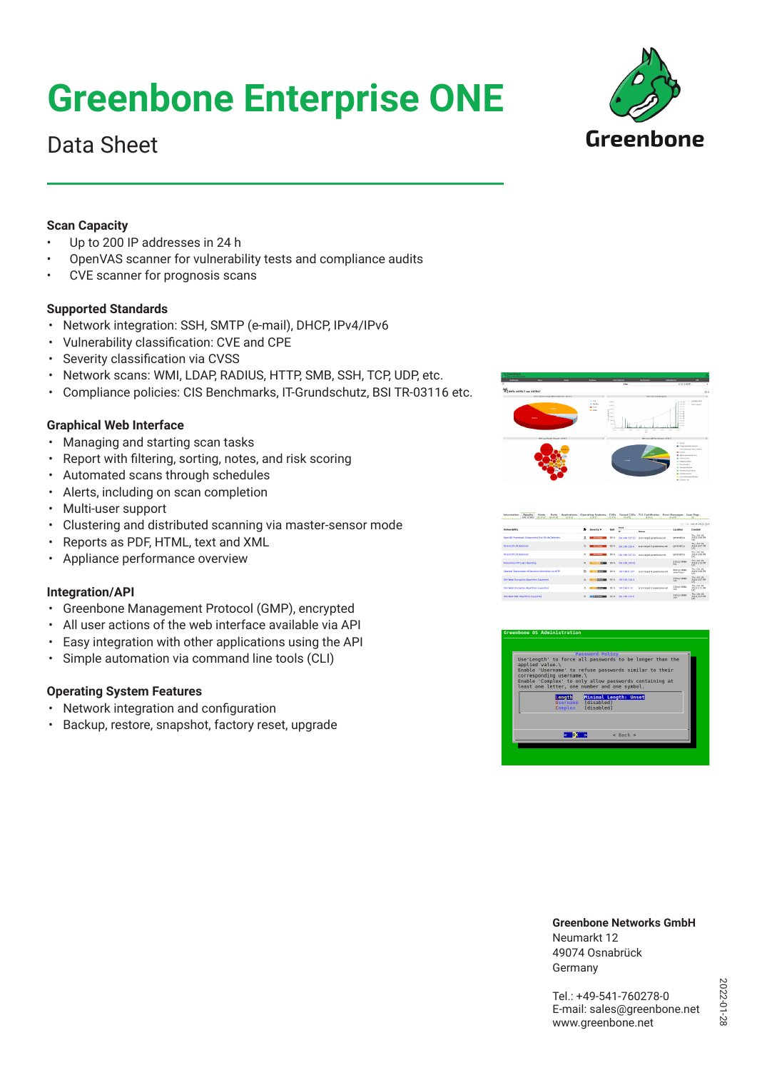# Greenbone Enterprise ONE

Data Sheet

### Scan Capacity

- Up to 200 IP addresses in 24 h
- OpenVAS scanner for vulnerability tests and compliance audits
- CVE scanner for prognosis scans

### Supported Standards

- Network integration: SSH, SMTP (e-mail), DHCP, IPv4/IPv6
- Vulnerability classification: CVE and CPE
- Severity classification via CVSS
- Network scans: WMI, LDAP, RADIUS, HTTP, SMB, SSH, TCP, UDP, etc.
- Compliance policies: CIS Benchmarks, IT-Grundschutz, BSI TR-03116 etc.

### Graphical Web Interface

- Managing and starting scan tasks
- Report with filtering, sorting, notes, and risk scoring
- Automated scans through schedules
- Alerts, including on scan completion
- Multi-user support
- Clustering and distributed scanning via master-sensor mode
- Reports as PDF, HTML, text and XML
- Appliance performance overview

### Integration/API

- Greenbone Management Protocol (GMP), encrypted
- All user actions of the web interface available via API
- Easy integration with other applications using the API
- Simple automation via command line tools (CLI)

### Operating System Features

- Network integration and configuration
- Backup, restore, snapshot, factory reset, upgrade

**Greenbone Networks GmbH**
Neumarkt 12
49074 Osnabrück
Germany

Tel.: +49-541-760278-0
E-mail: sales@greenbone.net
www.greenbone.net

2022-01-28